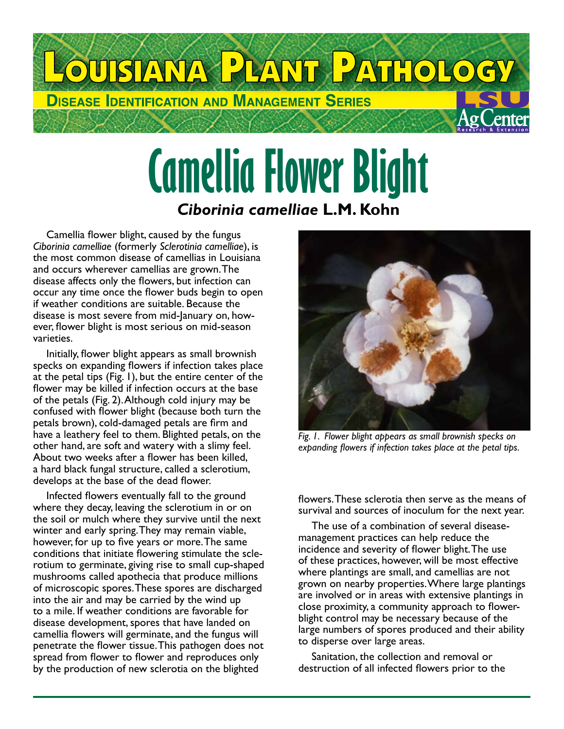# Louisiana Plant Pathology

**Disease Identification and Management Series**

# Camellia Flower Blight

### *Ciborinia camelliae* L.M. Kohn

Camellia flower blight, caused by the fungus *Ciborinia camelliae* (formerly *Sclerotinia camelliae*), is the most common disease of camellias in Louisiana and occurs wherever camellias are grown. The disease affects only the flowers, but infection can occur any time once the flower buds begin to open if weather conditions are suitable. Because the disease is most severe from mid-January on, however, flower blight is most serious on mid-season varieties.

Initially, flower blight appears as small brownish specks on expanding flowers if infection takes place at the petal tips (Fig. 1), but the entire center of the flower may be killed if infection occurs at the base of the petals (Fig. 2). Although cold injury may be confused with flower blight (because both turn the petals brown), cold-damaged petals are firm and have a leathery feel to them. Blighted petals, on the other hand, are soft and watery with a slimy feel. About two weeks after a flower has been killed, a hard black fungal structure, called a sclerotium, develops at the base of the dead flower.

Infected flowers eventually fall to the ground where they decay, leaving the sclerotium in or on the soil or mulch where they survive until the next winter and early spring. They may remain viable, however, for up to five years or more. The same conditions that initiate flowering stimulate the sclerotium to germinate, giving rise to small cup-shaped mushrooms called apothecia that produce millions of microscopic spores. These spores are discharged into the air and may be carried by the wind up to a mile. If weather conditions are favorable for disease development, spores that have landed on camellia flowers will germinate, and the fungus will penetrate the flower tissue. This pathogen does not spread from flower to flower and reproduces only by the production of new sclerotia on the blighted flowers. These sclerotia then serve as the means of survival and sources of inoculum for the next year.

*Fig. 1. Flower blight appears as small brownish specks on expanding flowers if infection takes place at the petal tips.*

The use of a combination of several disease-management practices can help reduce the incidence and severity of flower blight. The use of these practices, however, will be most effective where plantings are small, and camellias are not grown on nearby properties. Where large plantings are involved or in areas with extensive plantings in close proximity, a community approach to flower-blight control may be necessary because of the large numbers of spores produced and their ability to disperse over large areas.

Sanitation, the collection and removal or destruction of all infected flowers prior to the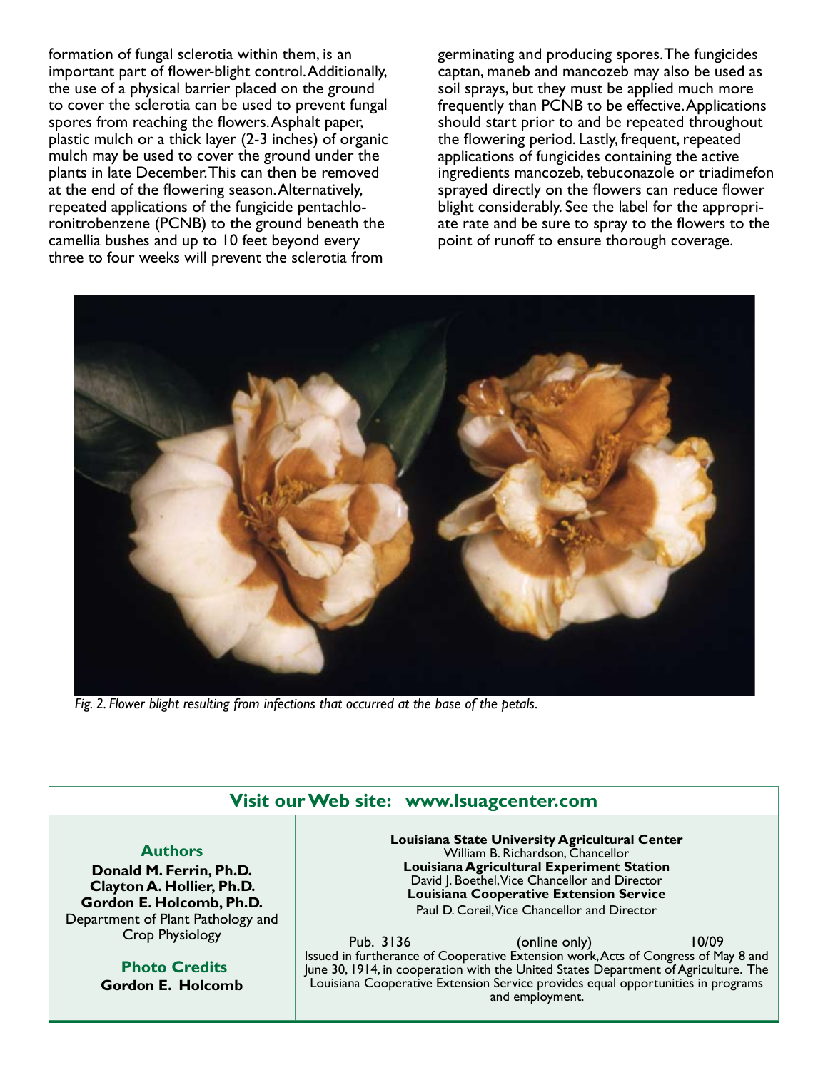formation of fungal sclerotia within them, is an important part of flower-blight control. Additionally, the use of a physical barrier placed on the ground to cover the sclerotia can be used to prevent fungal spores from reaching the flowers. Asphalt paper, plastic mulch or a thick layer (2-3 inches) of organic mulch may be used to cover the ground under the plants in late December. This can then be removed at the end of the flowering season. Alternatively, repeated applications of the fungicide pentachloronitrobenzene (PCNB) to the ground beneath the camellia bushes and up to 10 feet beyond every three to four weeks will prevent the sclerotia from germinating and producing spores. The fungicides captan, maneb and mancozeb may also be used as soil sprays, but they must be applied much more frequently than PCNB to be effective. Applications should start prior to and be repeated throughout the flowering period. Lastly, frequent, repeated applications of fungicides containing the active ingredients mancozeb, tebuconazole or triadimefon sprayed directly on the flowers can reduce flower blight considerably. See the label for the appropriate rate and be sure to spray to the flowers to the point of runoff to ensure thorough coverage.

*Fig. 2. Flower blight resulting from infections that occurred at the base of the petals.*

## Visit our Web site: www.lsuagcenter.com

**Authors**

**Donald M. Ferrin, Ph.D.**
**Clayton A. Hollier, Ph.D.**
**Gordon E. Holcomb, Ph.D.**
Department of Plant Pathology and Crop Physiology

**Photo Credits**
**Gordon E. Holcomb**

**Louisiana State University Agricultural Center**
William B. Richardson, Chancellor
**Louisiana Agricultural Experiment Station**
David J. Boethel, Vice Chancellor and Director
**Louisiana Cooperative Extension Service**
Paul D. Coreil, Vice Chancellor and Director

Pub. 3136 (online only) 10/09

Issued in furtherance of Cooperative Extension work, Acts of Congress of May 8 and June 30, 1914, in cooperation with the United States Department of Agriculture. The Louisiana Cooperative Extension Service provides equal opportunities in programs and employment.